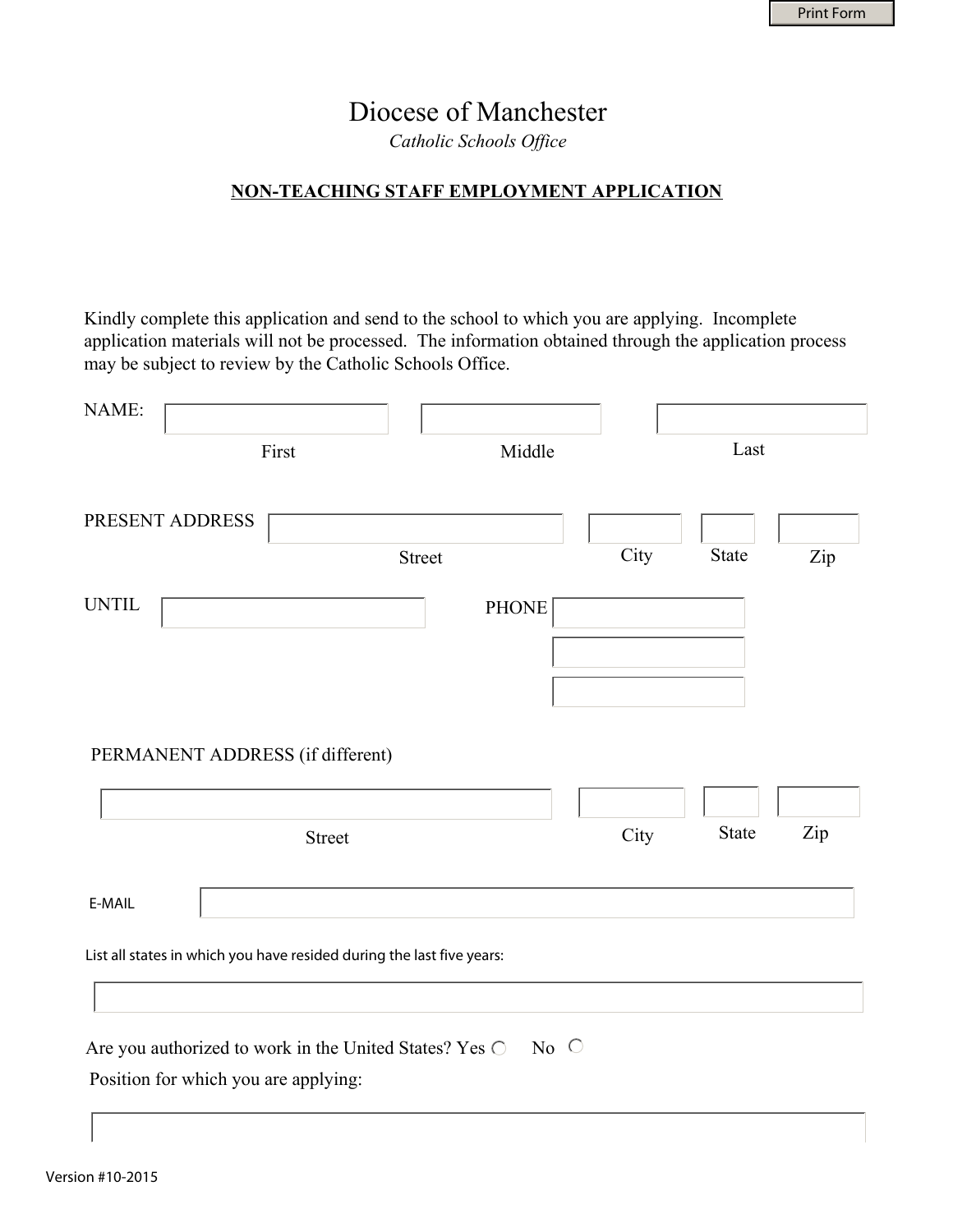# Diocese of Manchester

*Catholic Schools Office*

## NON-TEACHING STAFF EMPLOYMENT APPLICATION

Kindly complete this application and send to the school to which you are applying. Incomplete application materials will not be processed. The information obtained through the application process may be subject to review by the Catholic Schools Office.

NAME: ____________ ____________ ____________

First Middle Last

PRESENT ADDRESS ____________ ____________ ____________ ____________

Street City State Zip

UNTIL ____________ PHONE ____________

____________

____________

PERMANENT ADDRESS (if different)

____________ ____________ ____________ ____________

Street City State Zip

E-MAIL ____________

List all states in which you have resided during the last five years:

____________

Are you authorized to work in the United States? Yes ○ No ○

Position for which you are applying:

____________

Version #10-2015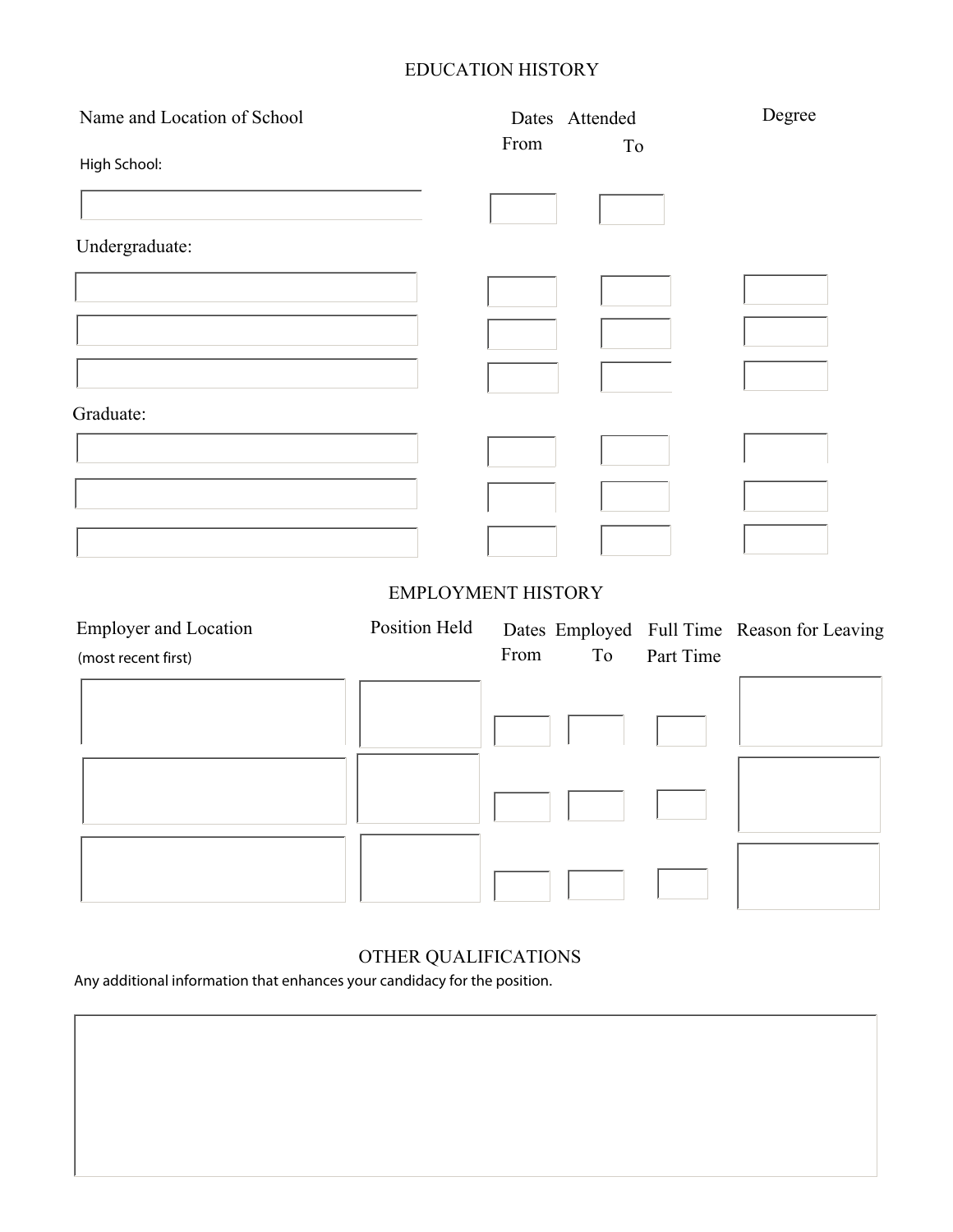## EDUCATION HISTORY

| Name and Location of School | Dates Attended From | To | Degree |
| --- | --- | --- | --- |
| High School: | | | |
| | | | |
| Undergraduate: | | | |
| | | | |
| | | | |
| | | | |
| Graduate: | | | |
| | | | |
| | | | |
| | | | |

## EMPLOYMENT HISTORY

| Employer and Location (most recent first) | Position Held | Dates Employed From | To | Full Time Part Time | Reason for Leaving |
| --- | --- | --- | --- | --- | --- |
| | | | | | |
| | | | | | |
| | | | | | |

## OTHER QUALIFICATIONS

Any additional information that enhances your candidacy for the position.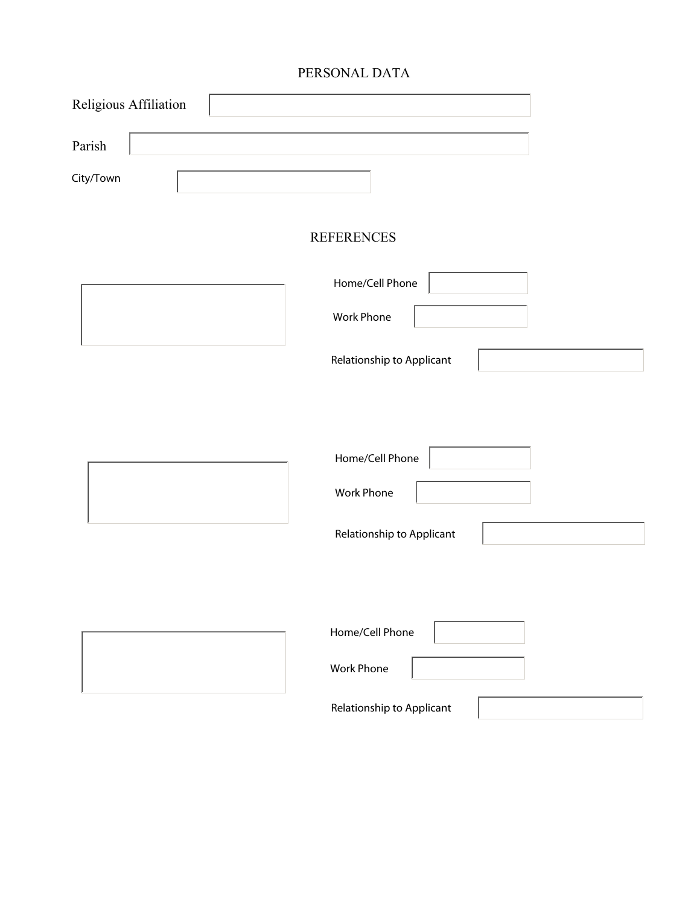## PERSONAL DATA

Religious Affiliation

Parish

City/Town

## REFERENCES

Home/Cell Phone

Work Phone

Relationship to Applicant

Home/Cell Phone

Work Phone

Relationship to Applicant

Home/Cell Phone

Work Phone

Relationship to Applicant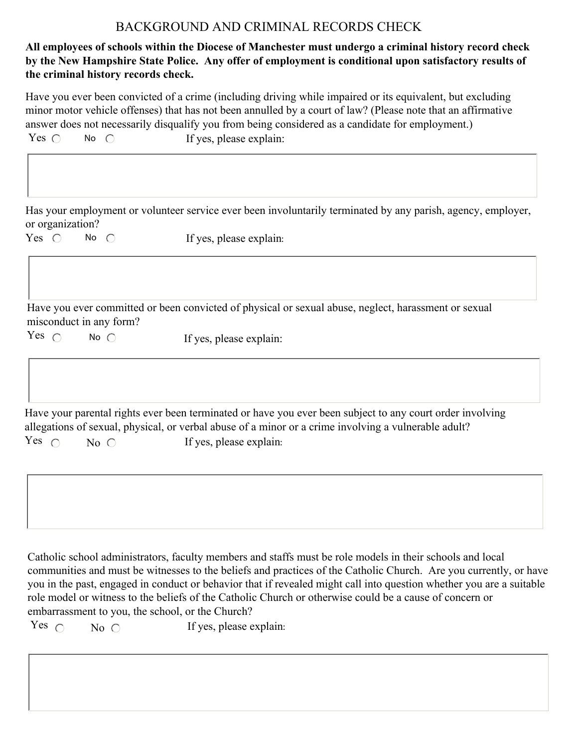# BACKGROUND AND CRIMINAL RECORDS CHECK

**All employees of schools within the Diocese of Manchester must undergo a criminal history record check by the New Hampshire State Police. Any offer of employment is conditional upon satisfactory results of the criminal history records check.**

Have you ever been convicted of a crime (including driving while impaired or its equivalent, but excluding minor motor vehicle offenses) that has not been annulled by a court of law? (Please note that an affirmative answer does not necessarily disqualify you from being considered as a candidate for employment.)

Yes ○ No ○ If yes, please explain:

Has your employment or volunteer service ever been involuntarily terminated by any parish, agency, employer, or organization?

Yes ○ No ○ If yes, please explain:

Have you ever committed or been convicted of physical or sexual abuse, neglect, harassment or sexual misconduct in any form?

Yes ○ No ○ If yes, please explain:

Have your parental rights ever been terminated or have you ever been subject to any court order involving allegations of sexual, physical, or verbal abuse of a minor or a crime involving a vulnerable adult?

Yes ○ No ○ If yes, please explain:

Catholic school administrators, faculty members and staffs must be role models in their schools and local communities and must be witnesses to the beliefs and practices of the Catholic Church. Are you currently, or have you in the past, engaged in conduct or behavior that if revealed might call into question whether you are a suitable role model or witness to the beliefs of the Catholic Church or otherwise could be a cause of concern or embarrassment to you, the school, or the Church?

Yes ○ No ○ If yes, please explain: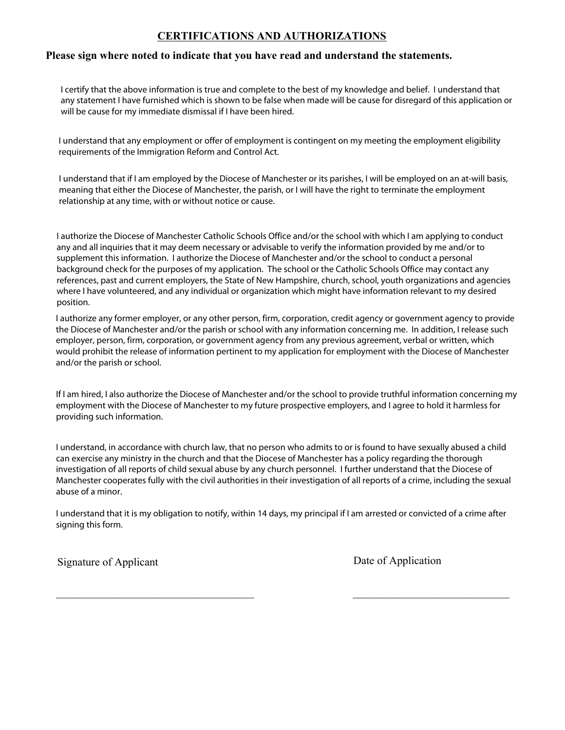## CERTIFICATIONS AND AUTHORIZATIONS

**Please sign where noted to indicate that you have read and understand the statements.**

I certify that the above information is true and complete to the best of my knowledge and belief. I understand that any statement I have furnished which is shown to be false when made will be cause for disregard of this application or will be cause for my immediate dismissal if I have been hired.

I understand that any employment or offer of employment is contingent on my meeting the employment eligibility requirements of the Immigration Reform and Control Act.

I understand that if I am employed by the Diocese of Manchester or its parishes, I will be employed on an at-will basis, meaning that either the Diocese of Manchester, the parish, or I will have the right to terminate the employment relationship at any time, with or without notice or cause.

I authorize the Diocese of Manchester Catholic Schools Office and/or the school with which I am applying to conduct any and all inquiries that it may deem necessary or advisable to verify the information provided by me and/or to supplement this information. I authorize the Diocese of Manchester and/or the school to conduct a personal background check for the purposes of my application. The school or the Catholic Schools Office may contact any references, past and current employers, the State of New Hampshire, church, school, youth organizations and agencies where I have volunteered, and any individual or organization which might have information relevant to my desired position.

I authorize any former employer, or any other person, firm, corporation, credit agency or government agency to provide the Diocese of Manchester and/or the parish or school with any information concerning me. In addition, I release such employer, person, firm, corporation, or government agency from any previous agreement, verbal or written, which would prohibit the release of information pertinent to my application for employment with the Diocese of Manchester and/or the parish or school.

If I am hired, I also authorize the Diocese of Manchester and/or the school to provide truthful information concerning my employment with the Diocese of Manchester to my future prospective employers, and I agree to hold it harmless for providing such information.

I understand, in accordance with church law, that no person who admits to or is found to have sexually abused a child can exercise any ministry in the church and that the Diocese of Manchester has a policy regarding the thorough investigation of all reports of child sexual abuse by any church personnel. I further understand that the Diocese of Manchester cooperates fully with the civil authorities in their investigation of all reports of a crime, including the sexual abuse of a minor.

I understand that it is my obligation to notify, within 14 days, my principal if I am arrested or convicted of a crime after signing this form.

Signature of Applicant ________________________________________

Date of Application ________________________________